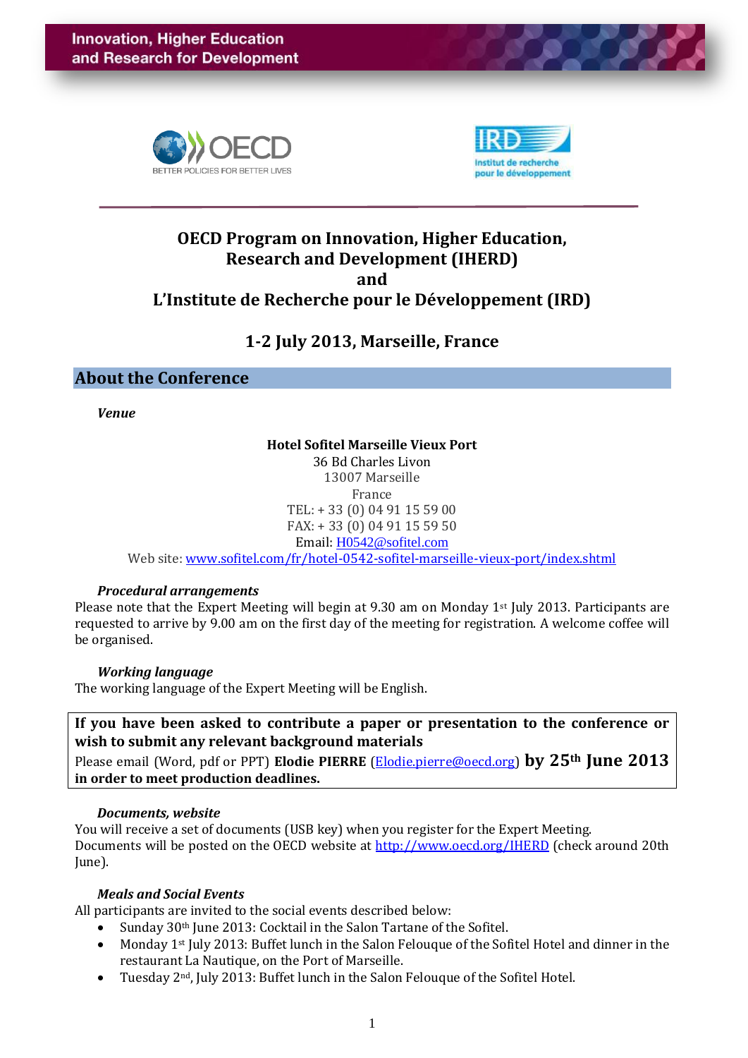Innovation, Higher Education and Research for Development

OECD BETTER POLICIES FOR BETTER LIVES

IRD Institut de recherche pour le développement

# OECD Program on Innovation, Higher Education, Research and Development (IHERD) and L'Institute de Recherche pour le Développement (IRD)

## 1-2 July 2013, Marseille, France

## About the Conference

### *Venue*

**Hotel Sofitel Marseille Vieux Port**
36 Bd Charles Livon
13007 Marseille
France
TEL: + 33 (0) 04 91 15 59 00
FAX: + 33 (0) 04 91 15 59 50
Email: H0542@sofitel.com
Web site: www.sofitel.com/fr/hotel-0542-sofitel-marseille-vieux-port/index.shtml

### *Procedural arrangements*

Please note that the Expert Meeting will begin at 9.30 am on Monday 1st July 2013. Participants are requested to arrive by 9.00 am on the first day of the meeting for registration. A welcome coffee will be organised.

### *Working language*

The working language of the Expert Meeting will be English.

**If you have been asked to contribute a paper or presentation to the conference or wish to submit any relevant background materials**
Please email (Word, pdf or PPT) **Elodie PIERRE** (Elodie.pierre@oecd.org) **by 25th June 2013 in order to meet production deadlines.**

### *Documents, website*

You will receive a set of documents (USB key) when you register for the Expert Meeting.
Documents will be posted on the OECD website at http://www.oecd.org/IHERD (check around 20th June).

### *Meals and Social Events*

All participants are invited to the social events described below:

- Sunday 30th June 2013: Cocktail in the Salon Tartane of the Sofitel.
- Monday 1st July 2013: Buffet lunch in the Salon Felouque of the Sofitel Hotel and dinner in the restaurant La Nautique, on the Port of Marseille.
- Tuesday 2nd, July 2013: Buffet lunch in the Salon Felouque of the Sofitel Hotel.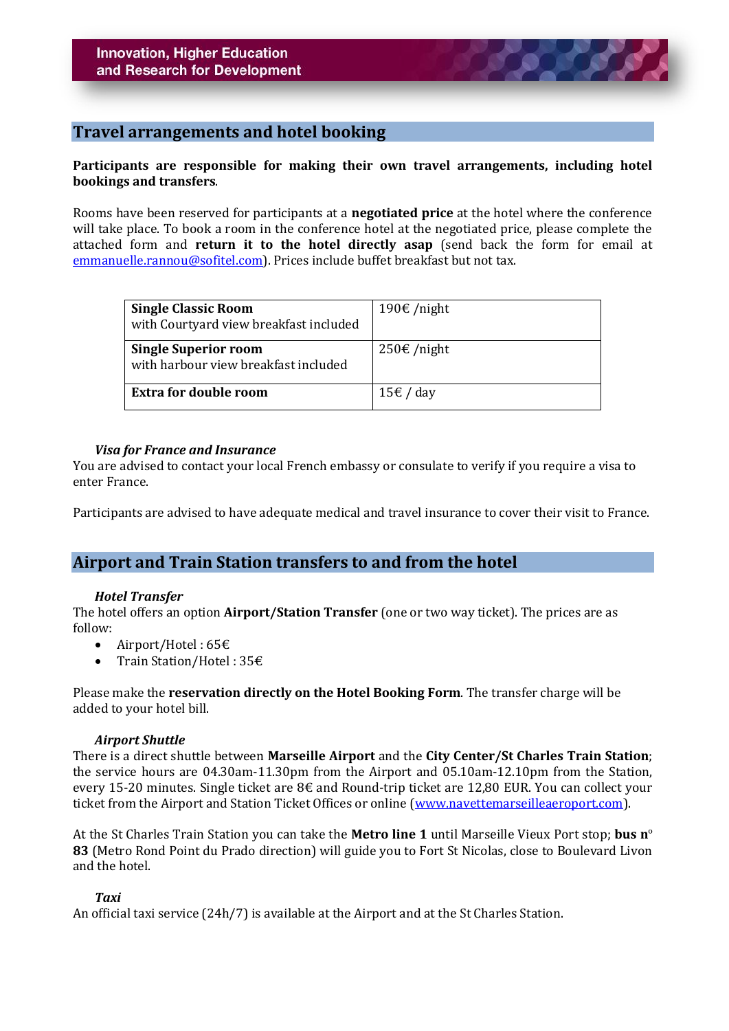## Travel arrangements and hotel booking

**Participants are responsible for making their own travel arrangements, including hotel bookings and transfers**.

Rooms have been reserved for participants at a **negotiated price** at the hotel where the conference will take place. To book a room in the conference hotel at the negotiated price, please complete the attached form and **return it to the hotel directly asap** (send back the form for email at emmanuelle.rannou@sofitel.com). Prices include buffet breakfast but not tax.

| | |
|---|---|
| **Single Classic Room** with Courtyard view breakfast included | 190€ /night |
| **Single Superior room** with harbour view breakfast included | 250€ /night |
| **Extra for double room** | 15€ / day |

***Visa for France and Insurance***

You are advised to contact your local French embassy or consulate to verify if you require a visa to enter France.

Participants are advised to have adequate medical and travel insurance to cover their visit to France.

## Airport and Train Station transfers to and from the hotel

***Hotel Transfer***

The hotel offers an option **Airport/Station Transfer** (one or two way ticket). The prices are as follow:

- Airport/Hotel : 65€
- Train Station/Hotel : 35€

Please make the **reservation directly on the Hotel Booking Form**. The transfer charge will be added to your hotel bill.

***Airport Shuttle***

There is a direct shuttle between **Marseille Airport** and the **City Center/St Charles Train Station**; the service hours are 04.30am-11.30pm from the Airport and 05.10am-12.10pm from the Station, every 15-20 minutes. Single ticket are 8€ and Round-trip ticket are 12,80 EUR. You can collect your ticket from the Airport and Station Ticket Offices or online (www.navettemarseilleaeroport.com).

At the St Charles Train Station you can take the **Metro line 1** until Marseille Vieux Port stop; **bus n° 83** (Metro Rond Point du Prado direction) will guide you to Fort St Nicolas, close to Boulevard Livon and the hotel.

***Taxi***

An official taxi service (24h/7) is available at the Airport and at the St Charles Station.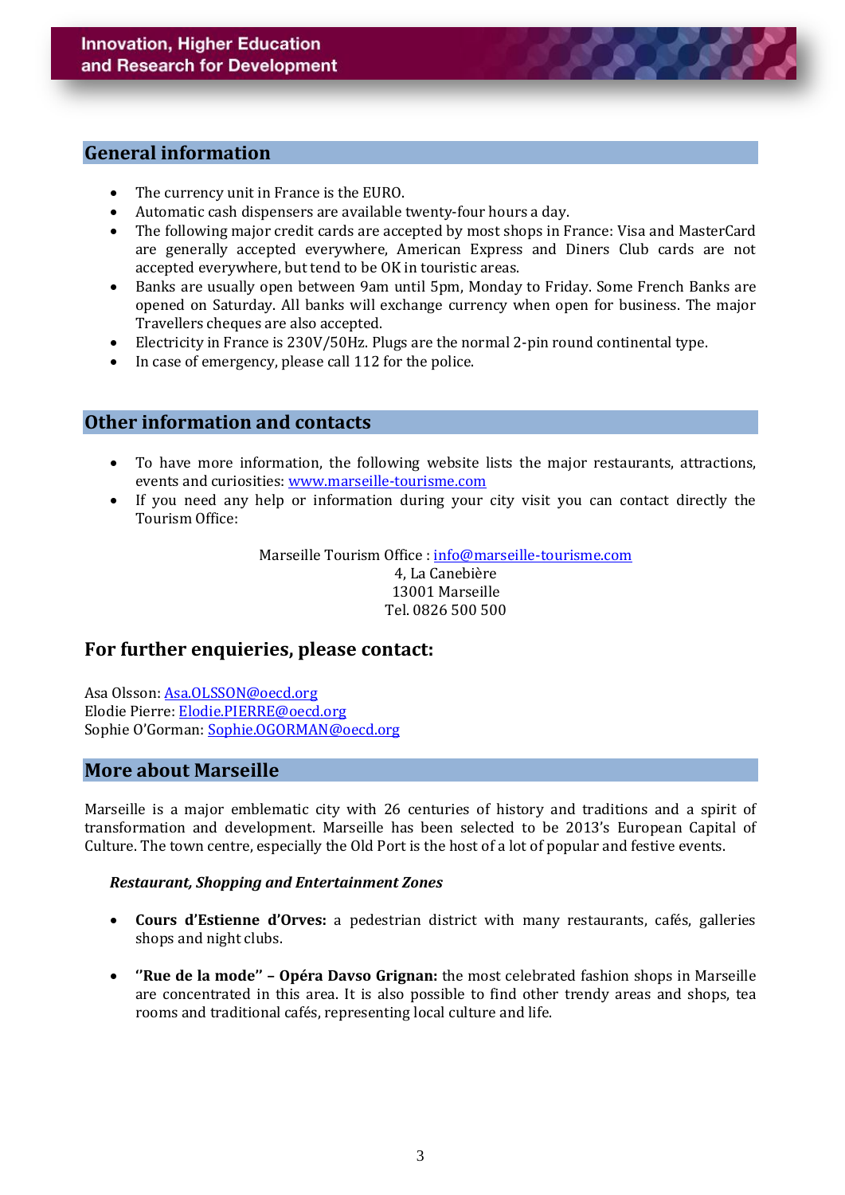## General information

- The currency unit in France is the EURO.
- Automatic cash dispensers are available twenty-four hours a day.
- The following major credit cards are accepted by most shops in France: Visa and MasterCard are generally accepted everywhere, American Express and Diners Club cards are not accepted everywhere, but tend to be OK in touristic areas.
- Banks are usually open between 9am until 5pm, Monday to Friday. Some French Banks are opened on Saturday. All banks will exchange currency when open for business. The major Travellers cheques are also accepted.
- Electricity in France is 230V/50Hz. Plugs are the normal 2-pin round continental type.
- In case of emergency, please call 112 for the police.

## Other information and contacts

- To have more information, the following website lists the major restaurants, attractions, events and curiosities: www.marseille-tourisme.com
- If you need any help or information during your city visit you can contact directly the Tourism Office:

Marseille Tourism Office : info@marseille-tourisme.com
4, La Canebière
13001 Marseille
Tel. 0826 500 500

## For further enquieries, please contact:

Asa Olsson: Asa.OLSSON@oecd.org
Elodie Pierre: Elodie.PIERRE@oecd.org
Sophie O'Gorman: Sophie.OGORMAN@oecd.org

## More about Marseille

Marseille is a major emblematic city with 26 centuries of history and traditions and a spirit of transformation and development. Marseille has been selected to be 2013's European Capital of Culture. The town centre, especially the Old Port is the host of a lot of popular and festive events.

***Restaurant, Shopping and Entertainment Zones***

- **Cours d'Estienne d'Orves:** a pedestrian district with many restaurants, cafés, galleries shops and night clubs.

- **"Rue de la mode" – Opéra Davso Grignan:** the most celebrated fashion shops in Marseille are concentrated in this area. It is also possible to find other trendy areas and shops, tea rooms and traditional cafés, representing local culture and life.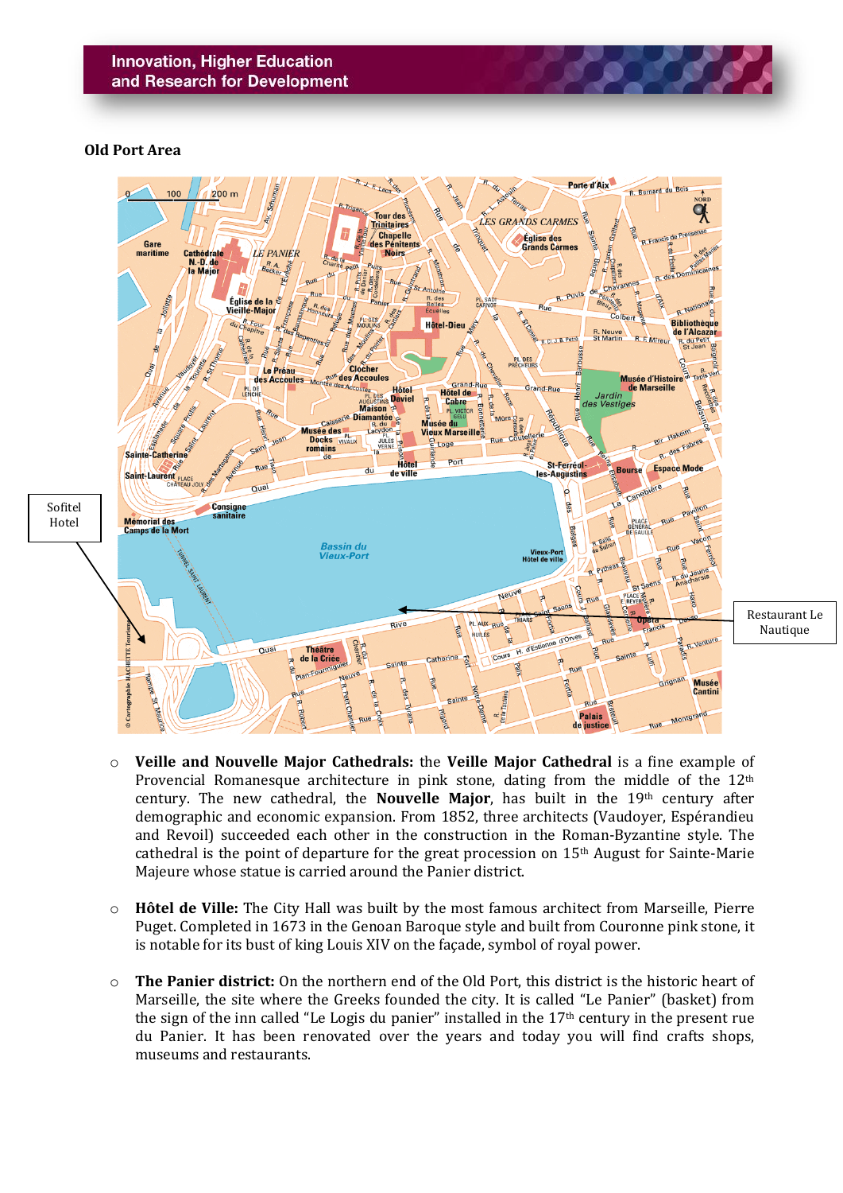**Old Port Area**

Sofitel Hotel

Restaurant Le Nautique

- **Veille and Nouvelle Major Cathedrals:** the **Veille Major Cathedral** is a fine example of Provencial Romanesque architecture in pink stone, dating from the middle of the 12th century. The new cathedral, the **Nouvelle Major**, has built in the 19th century after demographic and economic expansion. From 1852, three architects (Vaudoyer, Espérandieu and Revoil) succeeded each other in the construction in the Roman-Byzantine style. The cathedral is the point of departure for the great procession on 15th August for Sainte-Marie Majeure whose statue is carried around the Panier district.

- **Hôtel de Ville:** The City Hall was built by the most famous architect from Marseille, Pierre Puget. Completed in 1673 in the Genoan Baroque style and built from Couronne pink stone, it is notable for its bust of king Louis XIV on the façade, symbol of royal power.

- **The Panier district:** On the northern end of the Old Port, this district is the historic heart of Marseille, the site where the Greeks founded the city. It is called "Le Panier" (basket) from the sign of the inn called "Le Logis du panier" installed in the 17th century in the present rue du Panier. It has been renovated over the years and today you will find crafts shops, museums and restaurants.